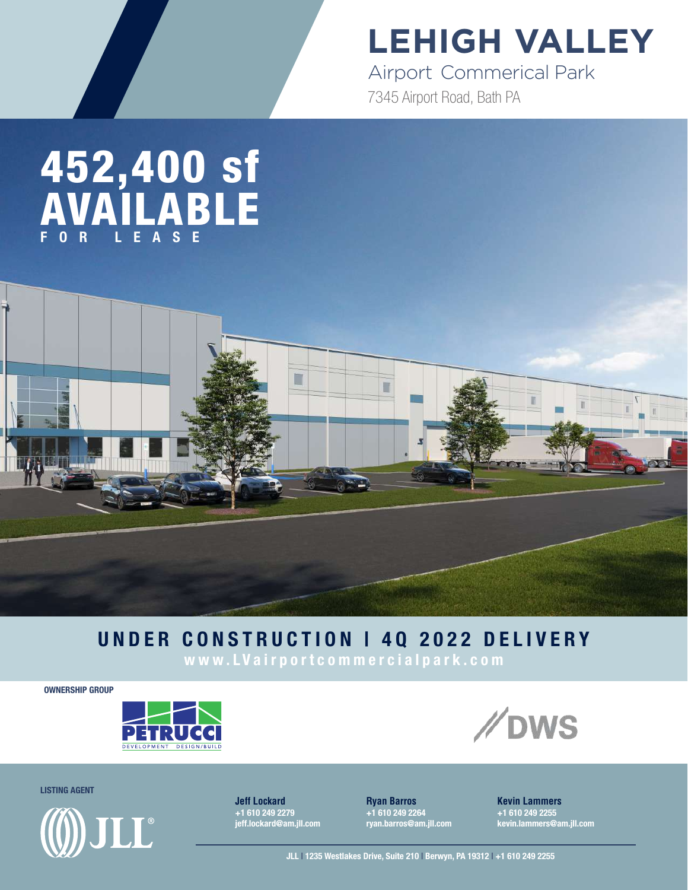# LEHIGH VALLEY

Airport Commerical Park

7345 Airport Road, Bath PA

# 452,400 sf AVAILABLE

FOR LEASE

## UNDER CONSTRUCTION | 4Q 2022 DELIVERY

www.LVairportcommercialpark.com

**OWNERSHIP GROUP**

PETRUCCI DEVELOPMENT DESIGN/BUILD

DWS

**LISTING AGENT**

JLL

**Jeff Lockard**
+1 610 249 2279
jeff.lockard@am.jll.com

**Ryan Barros**
+1 610 249 2264
ryan.barros@am.jll.com

**Kevin Lammers**
+1 610 249 2255
kevin.lammers@am.jll.com

JLL | 1235 Westlakes Drive, Suite 210 | Berwyn, PA 19312 | +1 610 249 2255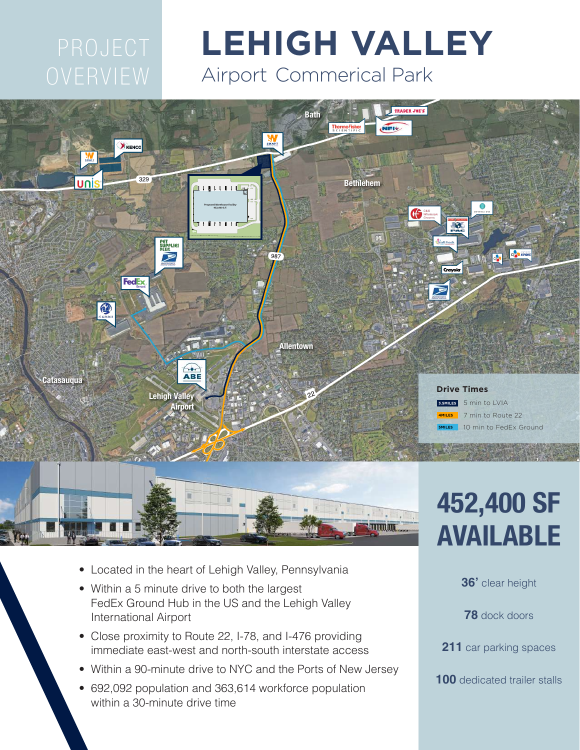# PROJECT OVERVIEW

# LEHIGH VALLEY

## Airport Commerical Park

**Drive Times**

- 3.5MILES — 5 min to LVIA
- 4MILES — 7 min to Route 22
- 5MILES — 10 min to FedEx Ground

# 452,400 SF AVAILABLE

**36'** clear height

**78** dock doors

**211** car parking spaces

**100** dedicated trailer stalls

- Located in the heart of Lehigh Valley, Pennsylvania
- Within a 5 minute drive to both the largest FedEx Ground Hub in the US and the Lehigh Valley International Airport
- Close proximity to Route 22, I-78, and I-476 providing immediate east-west and north-south interstate access
- Within a 90-minute drive to NYC and the Ports of New Jersey
- 692,092 population and 363,614 workforce population within a 30-minute drive time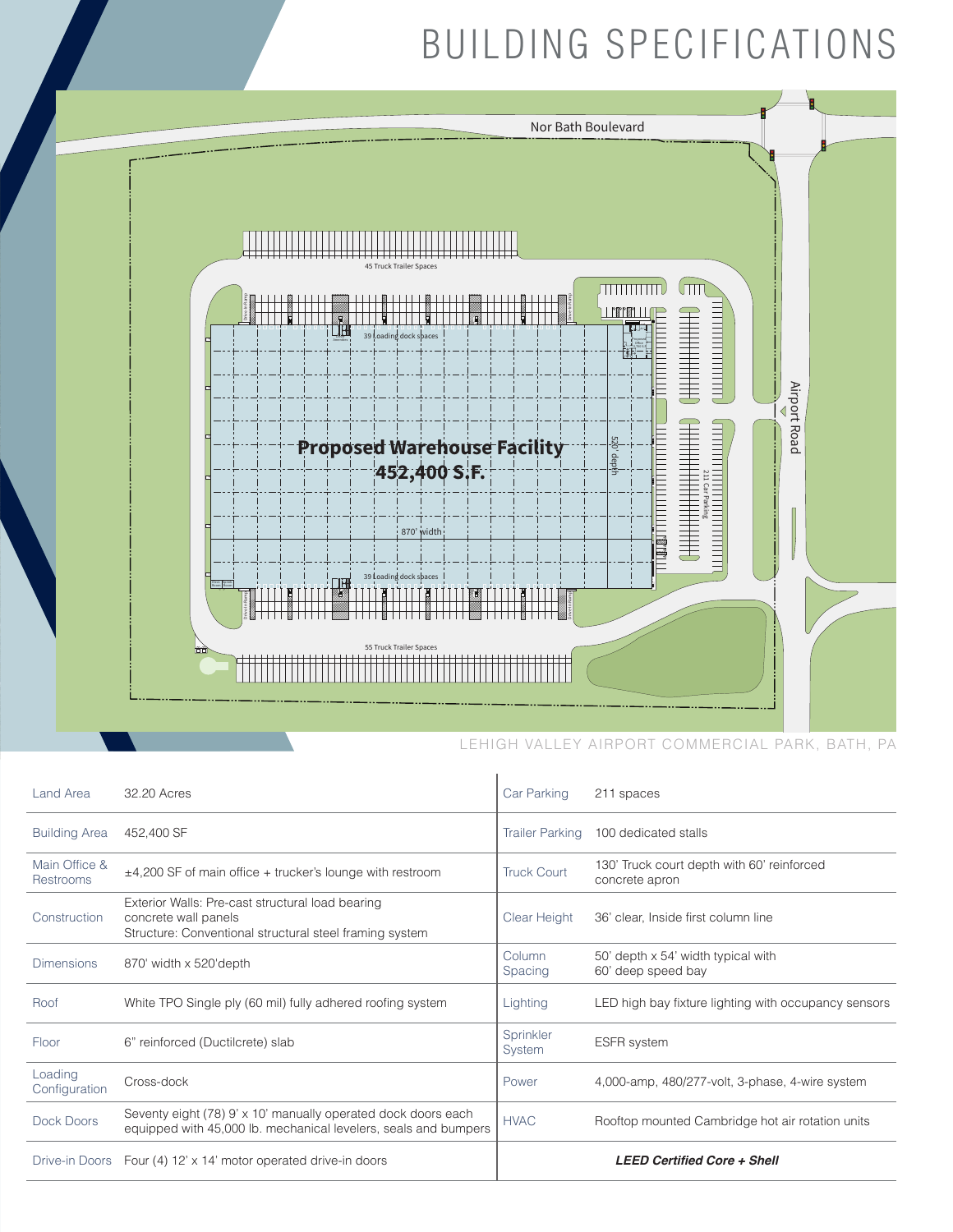# BUILDING SPECIFICATIONS

Nor Bath Boulevard

Airport Road

45 Truck Trailer Spaces

39 Loading dock spaces

**Proposed Warehouse Facility**
**452,400 S.F.**

520' depth

870' width

211 Car Parking

39 Loading dock spaces

55 Truck Trailer Spaces

LEHIGH VALLEY AIRPORT COMMERCIAL PARK, BATH, PA

| | | | |
|---|---|---|---|
| Land Area | 32.20 Acres | Car Parking | 211 spaces |
| Building Area | 452,400 SF | Trailer Parking | 100 dedicated stalls |
| Main Office & Restrooms | ±4,200 SF of main office + trucker's lounge with restroom | Truck Court | 130' Truck court depth with 60' reinforced concrete apron |
| Construction | Exterior Walls: Pre-cast structural load bearing concrete wall panels<br>Structure: Conventional structural steel framing system | Clear Height | 36' clear, Inside first column line |
| Dimensions | 870' width x 520'depth | Column Spacing | 50' depth x 54' width typical with 60' deep speed bay |
| Roof | White TPO Single ply (60 mil) fully adhered roofing system | Lighting | LED high bay fixture lighting with occupancy sensors |
| Floor | 6" reinforced (Ductilcrete) slab | Sprinkler System | ESFR system |
| Loading Configuration | Cross-dock | Power | 4,000-amp, 480/277-volt, 3-phase, 4-wire system |
| Dock Doors | Seventy eight (78) 9' x 10' manually operated dock doors each equipped with 45,000 lb. mechanical levelers, seals and bumpers | HVAC | Rooftop mounted Cambridge hot air rotation units |
| Drive-in Doors | Four (4) 12' x 14' motor operated drive-in doors | | ***LEED Certified Core + Shell*** |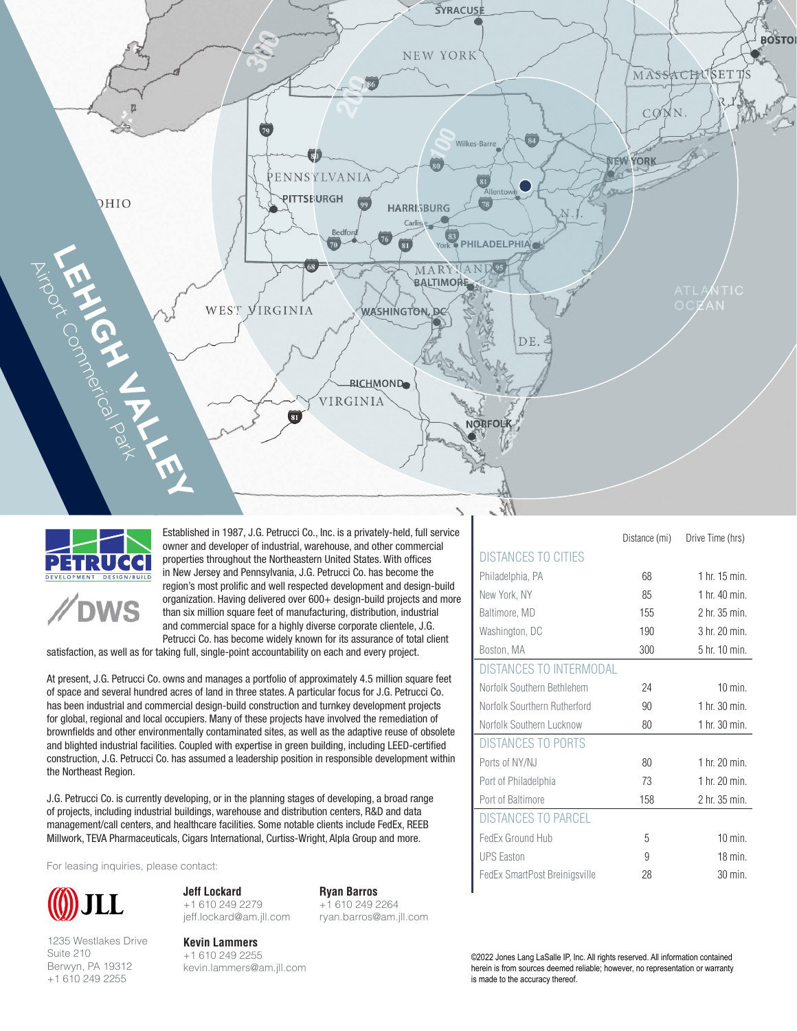# LEHIGH VALLEY

Airport Commerical Park

SYRACUSE
NEW YORK
BOSTON
MASSACHUSETTS
CONN.
R.I.
PENNSYLVANIA
Wilkes-Barre
NEW YORK
Allentown
OHIO
PITTSBURGH
HARRISBURG
Carlisle
N.J.
Bedford
York
PHILADELPHIA
MARYLAND
BALTIMORE
ATLANTIC OCEAN
WEST VIRGINIA
WASHINGTON, DC
DE.
RICHMOND
VIRGINIA
NORFOLK
100
200
300

PETRUCCI DEVELOPMENT DESIGN/BUILD

DWS

Established in 1987, J.G. Petrucci Co., Inc. is a privately-held, full service owner and developer of industrial, warehouse, and other commercial properties throughout the Northeastern United States. With offices in New Jersey and Pennsylvania, J.G. Petrucci Co. has become the region's most prolific and well respected development and design-build organization. Having delivered over 600+ design-build projects and more than six million square feet of manufacturing, distribution, industrial and commercial space for a highly diverse corporate clientele, J.G. Petrucci Co. has become widely known for its assurance of total client satisfaction, as well as for taking full, single-point accountability on each and every project.

At present, J.G. Petrucci Co. owns and manages a portfolio of approximately 4.5 million square feet of space and several hundred acres of land in three states. A particular focus for J.G. Petrucci Co. has been industrial and commercial design-build construction and turnkey development projects for global, regional and local occupiers. Many of these projects have involved the remediation of brownfields and other environmentally contaminated sites, as well as the adaptive reuse of obsolete and blighted industrial facilities. Coupled with expertise in green building, including LEED-certified construction, J.G. Petrucci Co. has assumed a leadership position in responsible development within the Northeast Region.

J.G. Petrucci Co. is currently developing, or in the planning stages of developing, a broad range of projects, including industrial buildings, warehouse and distribution centers, R&D and data management/call centers, and healthcare facilities. Some notable clients include FedEx, REEB Millwork, TEVA Pharmaceuticals, Cigars International, Curtiss-Wright, Alpla Group and more.

| | Distance (mi) | Drive Time (hrs) |
|---|---|---|
| **DISTANCES TO CITIES** | | |
| Philadelphia, PA | 68 | 1 hr. 15 min. |
| New York, NY | 85 | 1 hr. 40 min. |
| Baltimore, MD | 155 | 2 hr. 35 min. |
| Washington, DC | 190 | 3 hr. 20 min. |
| Boston, MA | 300 | 5 hr. 10 min. |
| **DISTANCES TO INTERMODAL** | | |
| Norfolk Southern Bethlehem | 24 | 10 min. |
| Norfolk Sourthern Rutherford | 90 | 1 hr. 30 min. |
| Norfolk Southern Lucknow | 80 | 1 hr. 30 min. |
| **DISTANCES TO PORTS** | | |
| Ports of NY/NJ | 80 | 1 hr. 20 min. |
| Port of Philadelphia | 73 | 1 hr. 20 min. |
| Port of Baltimore | 158 | 2 hr. 35 min. |
| **DISTANCES TO PARCEL** | | |
| FedEx Ground Hub | 5 | 10 min. |
| UPS Easton | 9 | 18 min. |
| FedEx SmartPost Breinigsville | 28 | 30 min. |

For leasing inquiries, please contact:

JLL

1235 Westlakes Drive
Suite 210
Berwyn, PA 19312
+1 610 249 2255

**Jeff Lockard**
+1 610 249 2279
jeff.lockard@am.jll.com

**Ryan Barros**
+1 610 249 2264
ryan.barros@am.jll.com

**Kevin Lammers**
+1 610 249 2255
kevin.lammers@am.jll.com

©2022 Jones Lang LaSalle IP, Inc. All rights reserved. All information contained herein is from sources deemed reliable; however, no representation or warranty is made to the accuracy thereof.